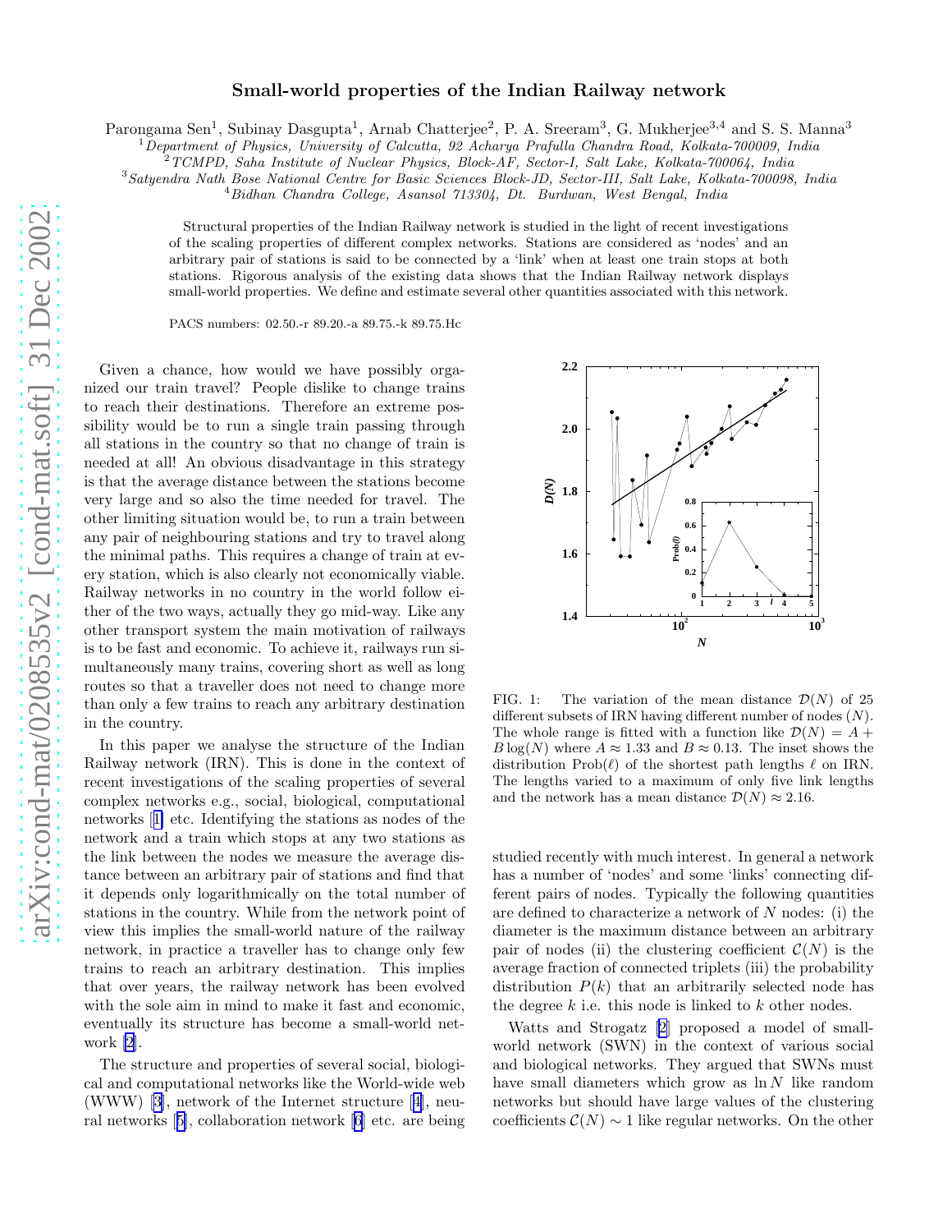# Small-world properties of the Indian Railway network

Parongama Sen[1], Subinay Dasgupta[1], Arnab Chatterjee[2], P. A. Sreeram[3], G. Mukherjee[3,4] and S. S. Manna[3]

[1]*Department of Physics, University of Calcutta, 92 Acharya Prafulla Chandra Road, Kolkata-700009, India*
[2]*TCMPD, Saha Institute of Nuclear Physics, Block-AF, Sector-I, Salt Lake, Kolkata-700064, India*
[3]*Satyendra Nath Bose National Centre for Basic Sciences Block-JD, Sector-III, Salt Lake, Kolkata-700098, India*
[4]*Bidhan Chandra College, Asansol 713304, Dt. Burdwan, West Bengal, India*

Structural properties of the Indian Railway network is studied in the light of recent investigations of the scaling properties of different complex networks. Stations are considered as 'nodes' and an arbitrary pair of stations is said to be connected by a 'link' when at least one train stops at both stations. Rigorous analysis of the existing data shows that the Indian Railway network displays small-world properties. We define and estimate several other quantities associated with this network.

PACS numbers: 02.50.-r 89.20.-a 89.75.-k 89.75.Hc

Given a chance, how would we have possibly organized our train travel? People dislike to change trains to reach their destinations. Therefore an extreme possibility would be to run a single train passing through all stations in the country so that no change of train is needed at all! An obvious disadvantage in this strategy is that the average distance between the stations become very large and so also the time needed for travel. The other limiting situation would be, to run a train between any pair of neighbouring stations and try to travel along the minimal paths. This requires a change of train at every station, which is also clearly not economically viable. Railway networks in no country in the world follow either of the two ways, actually they go mid-way. Like any other transport system the main motivation of railways is to be fast and economic. To achieve it, railways run simultaneously many trains, covering short as well as long routes so that a traveller does not need to change more than only a few trains to reach any arbitrary destination in the country.

In this paper we analyse the structure of the Indian Railway network (IRN). This is done in the context of recent investigations of the scaling properties of several complex networks e.g., social, biological, computational networks [1] etc. Identifying the stations as nodes of the network and a train which stops at any two stations as the link between the nodes we measure the average distance between an arbitrary pair of stations and find that it depends only logarithmically on the total number of stations in the country. While from the network point of view this implies the small-world nature of the railway network, in practice a traveller has to change only few trains to reach an arbitrary destination. This implies that over years, the railway network has been evolved with the sole aim in mind to make it fast and economic, eventually its structure has become a small-world network [2].

The structure and properties of several social, biological and computational networks like the World-wide web (WWW) [3], network of the Internet structure [4], neural networks [5], collaboration network [6] etc. are being studied recently with much interest. In general a network has a number of 'nodes' and some 'links' connecting different pairs of nodes. Typically the following quantities are defined to characterize a network of $N$ nodes: (i) the diameter is the maximum distance between an arbitrary pair of nodes (ii) the clustering coefficient $\mathcal{C}(N)$ is the average fraction of connected triplets (iii) the probability distribution $P(k)$ that an arbitrarily selected node has the degree $k$ i.e. this node is linked to $k$ other nodes.

FIG. 1: The variation of the mean distance $\mathcal{D}(N)$ of 25 different subsets of IRN having different number of nodes ($N$). The whole range is fitted with a function like $\mathcal{D}(N) = A + B\log(N)$ where $A \approx 1.33$ and $B \approx 0.13$. The inset shows the distribution Prob($\ell$) of the shortest path lengths $\ell$ on IRN. The lengths varied to a maximum of only five link lengths and the network has a mean distance $\mathcal{D}(N) \approx 2.16$.

Watts and Strogatz [2] proposed a model of small-world network (SWN) in the context of various social and biological networks. They argued that SWNs must have small diameters which grow as $\ln N$ like random networks but should have large values of the clustering coefficients $\mathcal{C}(N) \sim 1$ like regular networks. On the other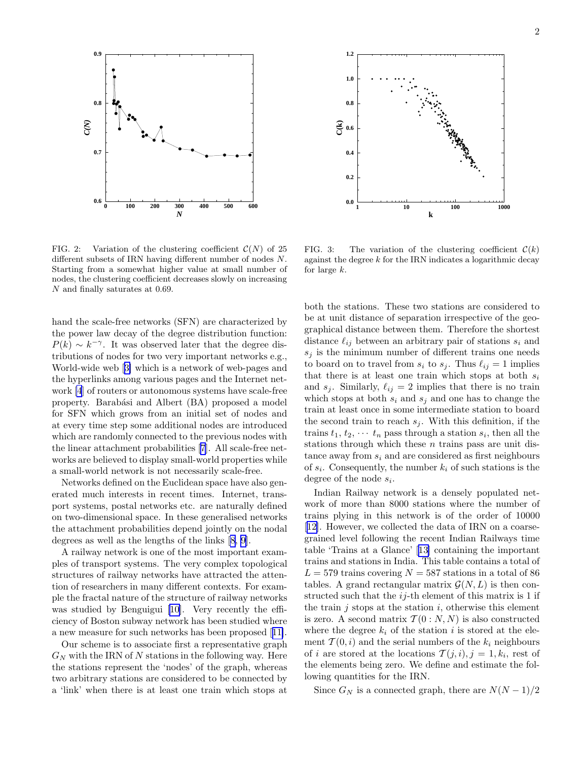FIG. 2: Variation of the clustering coefficient $\mathcal{C}(N)$ of 25 different subsets of IRN having different number of nodes $N$. Starting from a somewhat higher value at small number of nodes, the clustering coefficient decreases slowly on increasing $N$ and finally saturates at 0.69.

FIG. 3: The variation of the clustering coefficient $\mathcal{C}(k)$ against the degree $k$ for the IRN indicates a logarithmic decay for large $k$.

hand the scale-free networks (SFN) are characterized by the power law decay of the degree distribution function: $P(k) \sim k^{-\gamma}$. It was observed later that the degree distributions of nodes for two very important networks e.g., World-wide web [3] which is a network of web-pages and the hyperlinks among various pages and the Internet network [4] of routers or autonomous systems have scale-free property. Barabási and Albert (BA) proposed a model for SFN which grows from an initial set of nodes and at every time step some additional nodes are introduced which are randomly connected to the previous nodes with the linear attachment probabilities [7]. All scale-free networks are believed to display small-world properties while a small-world network is not necessarily scale-free.

Networks defined on the Euclidean space have also generated much interests in recent times. Internet, transport systems, postal networks etc. are naturally defined on two-dimensional space. In these generalised networks the attachment probabilities depend jointly on the nodal degrees as well as the lengths of the links [8, 9].

A railway network is one of the most important examples of transport systems. The very complex topological structures of railway networks have attracted the attention of researchers in many different contexts. For example the fractal nature of the structure of railway networks was studied by Benguigui [10]. Very recently the efficiency of Boston subway network has been studied where a new measure for such networks has been proposed [11].

Our scheme is to associate first a representative graph $G_N$ with the IRN of $N$ stations in the following way. Here the stations represent the 'nodes' of the graph, whereas two arbitrary stations are considered to be connected by a 'link' when there is at least one train which stops at both the stations. These two stations are considered to be at unit distance of separation irrespective of the geographical distance between them. Therefore the shortest distance $\ell_{ij}$ between an arbitrary pair of stations $s_i$ and $s_j$ is the minimum number of different trains one needs to board on to travel from $s_i$ to $s_j$. Thus $\ell_{ij} = 1$ implies that there is at least one train which stops at both $s_i$ and $s_j$. Similarly, $\ell_{ij} = 2$ implies that there is no train which stops at both $s_i$ and $s_j$ and one has to change the train at least once in some intermediate station to board the second train to reach $s_j$. With this definition, if the trains $t_1, t_2, \cdots t_n$ pass through a station $s_i$, then all the stations through which these $n$ trains pass are unit distance away from $s_i$ and are considered as first neighbours of $s_i$. Consequently, the number $k_i$ of such stations is the degree of the node $s_i$.

Indian Railway network is a densely populated network of more than 8000 stations where the number of trains plying in this network is of the order of 10000 [12]. However, we collected the data of IRN on a coarse-grained level following the recent Indian Railways time table 'Trains at a Glance' [13] containing the important trains and stations in India. This table contains a total of $L = 579$ trains covering $N = 587$ stations in a total of 86 tables. A grand rectangular matrix $\mathcal{G}(N, L)$ is then constructed such that the $ij$-th element of this matrix is 1 if the train $j$ stops at the station $i$, otherwise this element is zero. A second matrix $\mathcal{T}(0 : N, N)$ is also constructed where the degree $k_i$ of the station $i$ is stored at the element $\mathcal{T}(0, i)$ and the serial numbers of the $k_i$ neighbours of $i$ are stored at the locations $\mathcal{T}(j, i), j = 1, k_i$, rest of the elements being zero. We define and estimate the following quantities for the IRN.

Since $G_N$ is a connected graph, there are $N(N-1)/2$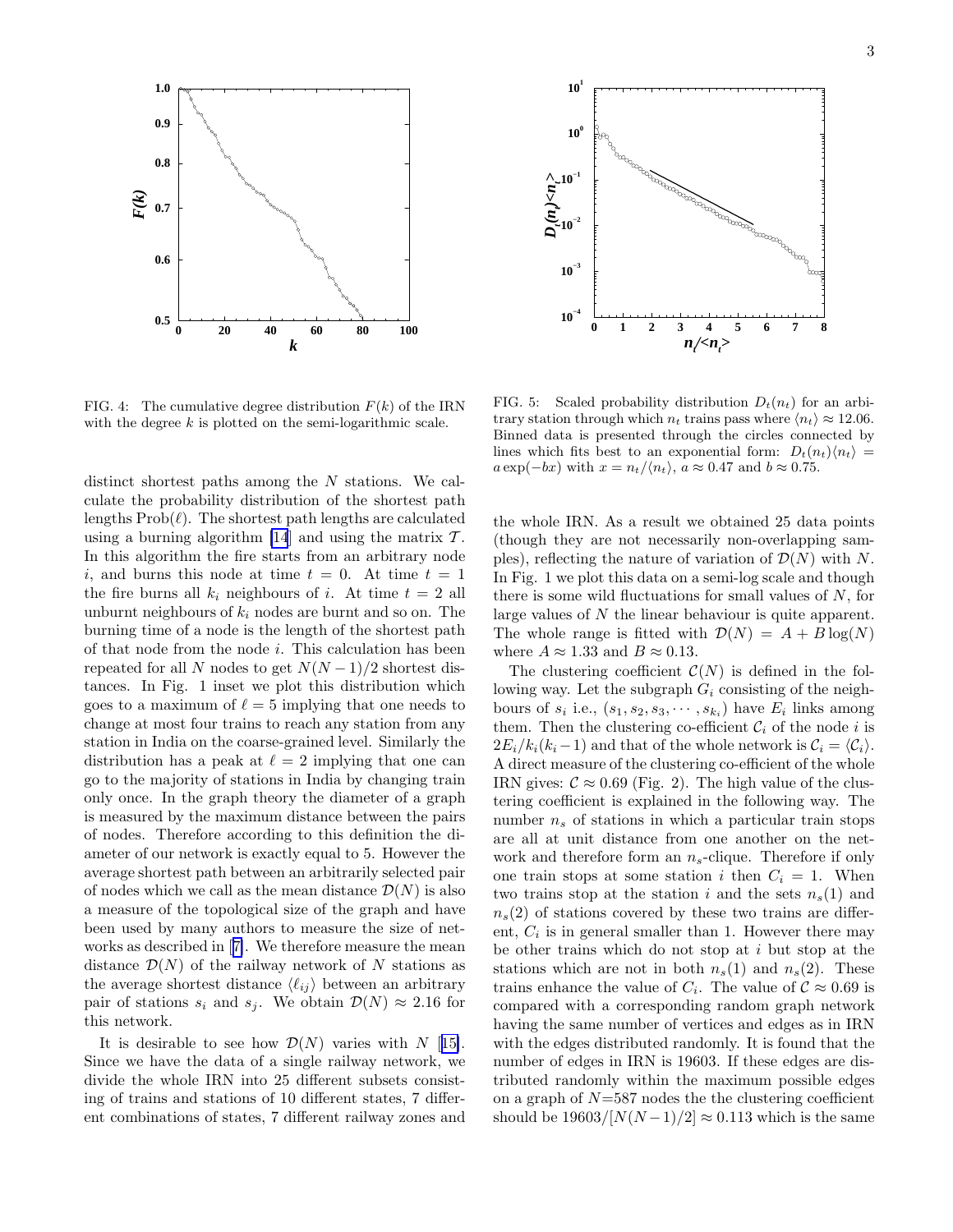FIG. 4: The cumulative degree distribution $F(k)$ of the IRN with the degree $k$ is plotted on the semi-logarithmic scale.

FIG. 5: Scaled probability distribution $D_t(n_t)$ for an arbitrary station through which $n_t$ trains pass where $\langle n_t \rangle \approx 12.06$. Binned data is presented through the circles connected by lines which fits best to an exponential form: $D_t(n_t)\langle n_t \rangle = a \exp(-bx)$ with $x = n_t/\langle n_t \rangle$, $a \approx 0.47$ and $b \approx 0.75$.

distinct shortest paths among the $N$ stations. We calculate the probability distribution of the shortest path lengths $\text{Prob}(\ell)$. The shortest path lengths are calculated using a burning algorithm [14] and using the matrix $\mathcal{T}$. In this algorithm the fire starts from an arbitrary node $i$, and burns this node at time $t = 0$. At time $t = 1$ the fire burns all $k_i$ neighbours of $i$. At time $t = 2$ all unburnt neighbours of $k_i$ nodes are burnt and so on. The burning time of a node is the length of the shortest path of that node from the node $i$. This calculation has been repeated for all $N$ nodes to get $N(N-1)/2$ shortest distances. In Fig. 1 inset we plot this distribution which goes to a maximum of $\ell = 5$ implying that one needs to change at most four trains to reach any station from any station in India on the coarse-grained level. Similarly the distribution has a peak at $\ell = 2$ implying that one can go to the majority of stations in India by changing train only once. In the graph theory the diameter of a graph is measured by the maximum distance between the pairs of nodes. Therefore according to this definition the diameter of our network is exactly equal to 5. However the average shortest path between an arbitrarily selected pair of nodes which we call as the mean distance $\mathcal{D}(N)$ is also a measure of the topological size of the graph and have been used by many authors to measure the size of networks as described in [7]. We therefore measure the mean distance $\mathcal{D}(N)$ of the railway network of $N$ stations as the average shortest distance $\langle \ell_{ij} \rangle$ between an arbitrary pair of stations $s_i$ and $s_j$. We obtain $\mathcal{D}(N) \approx 2.16$ for this network.

It is desirable to see how $\mathcal{D}(N)$ varies with $N$ [15]. Since we have the data of a single railway network, we divide the whole IRN into 25 different subsets consisting of trains and stations of 10 different states, 7 different combinations of states, 7 different railway zones and the whole IRN. As a result we obtained 25 data points (though they are not necessarily non-overlapping samples), reflecting the nature of variation of $\mathcal{D}(N)$ with $N$. In Fig. 1 we plot this data on a semi-log scale and though there is some wild fluctuations for small values of $N$, for large values of $N$ the linear behaviour is quite apparent. The whole range is fitted with $\mathcal{D}(N) = A + B\log(N)$ where $A \approx 1.33$ and $B \approx 0.13$.

The clustering coefficient $\mathcal{C}(N)$ is defined in the following way. Let the subgraph $G_i$ consisting of the neighbours of $s_i$ i.e., $(s_1, s_2, s_3, \cdots, s_{k_i})$ have $E_i$ links among them. Then the clustering co-efficient $\mathcal{C}_i$ of the node $i$ is $2E_i/k_i(k_i - 1)$ and that of the whole network is $\mathcal{C}_i = \langle \mathcal{C}_i \rangle$. A direct measure of the clustering co-efficient of the whole IRN gives: $\mathcal{C} \approx 0.69$ (Fig. 2). The high value of the clustering coefficient is explained in the following way. The number $n_s$ of stations in which a particular train stops are all at unit distance from one another on the network and therefore form an $n_s$-clique. Therefore if only one train stops at some station $i$ then $C_i = 1$. When two trains stop at the station $i$ and the sets $n_s(1)$ and $n_s(2)$ of stations covered by these two trains are different, $C_i$ is in general smaller than 1. However there may be other trains which do not stop at $i$ but stop at the stations which are not in both $n_s(1)$ and $n_s(2)$. These trains enhance the value of $C_i$. The value of $\mathcal{C} \approx 0.69$ is compared with a corresponding random graph network having the same number of vertices and edges as in IRN with the edges distributed randomly. It is found that the number of edges in IRN is 19603. If these edges are distributed randomly within the maximum possible edges on a graph of $N$=587 nodes the the clustering coefficient should be $19603/[N(N-1)/2] \approx 0.113$ which is the same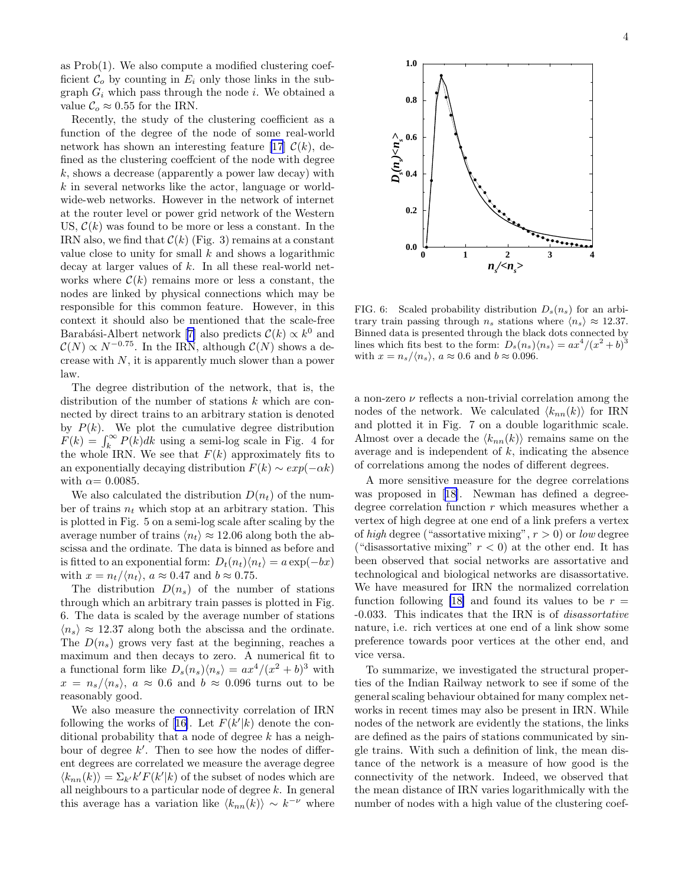as Prob(1). We also compute a modified clustering coefficient $\mathcal{C}_o$ by counting in $E_i$ only those links in the subgraph $G_i$ which pass through the node $i$. We obtained a value $\mathcal{C}_o \approx 0.55$ for the IRN.

Recently, the study of the clustering coefficient as a function of the degree of the node of some real-world network has shown an interesting feature [17] $\mathcal{C}(k)$, defined as the clustering coeffcient of the node with degree $k$, shows a decrease (apparently a power law decay) with $k$ in several networks like the actor, language or world-wide-web networks. However in the network of internet at the router level or power grid network of the Western US, $\mathcal{C}(k)$ was found to be more or less a constant. In the IRN also, we find that $\mathcal{C}(k)$ (Fig. 3) remains at a constant value close to unity for small $k$ and shows a logarithmic decay at larger values of $k$. In all these real-world networks where $\mathcal{C}(k)$ remains more or less a constant, the nodes are linked by physical connections which may be responsible for this common feature. However, in this context it should also be mentioned that the scale-free Barabási-Albert network [7] also predicts $\mathcal{C}(k) \propto k^0$ and $\mathcal{C}(N) \propto N^{-0.75}$. In the IRN, although $\mathcal{C}(N)$ shows a decrease with $N$, it is apparently much slower than a power law.

The degree distribution of the network, that is, the distribution of the number of stations $k$ which are connected by direct trains to an arbitrary station is denoted by $P(k)$. We plot the cumulative degree distribution $F(k) = \int_k^\infty P(k)dk$ using a semi-log scale in Fig. 4 for the whole IRN. We see that $F(k)$ approximately fits to an exponentially decaying distribution $F(k) \sim exp(-\alpha k)$ with $\alpha$= 0.0085.

We also calculated the distribution $D(n_t)$ of the number of trains $n_t$ which stop at an arbitrary station. This is plotted in Fig. 5 on a semi-log scale after scaling by the average number of trains $\langle n_t \rangle \approx 12.06$ along both the abscissa and the ordinate. The data is binned as before and is fitted to an exponential form: $D_t(n_t)\langle n_t \rangle = a\exp(-bx)$ with $x = n_t/\langle n_t \rangle$, $a \approx 0.47$ and $b \approx 0.75$.

The distribution $D(n_s)$ of the number of stations through which an arbitrary train passes is plotted in Fig. 6. The data is scaled by the average number of stations $\langle n_s \rangle \approx 12.37$ along both the abscissa and the ordinate. The $D(n_s)$ grows very fast at the beginning, reaches a maximum and then decays to zero. A numerical fit to a functional form like $D_s(n_s)\langle n_s \rangle = ax^4/(x^2+b)^3$ with $x = n_s/\langle n_s \rangle$, $a \approx 0.6$ and $b \approx 0.096$ turns out to be reasonably good.

FIG. 6: Scaled probability distribution $D_s(n_s)$ for an arbitrary train passing through $n_s$ stations where $\langle n_s \rangle \approx 12.37$. Binned data is presented through the black dots connected by lines which fits best to the form: $D_s(n_s)\langle n_s \rangle = ax^4/(x^2+b)^3$ with $x = n_s/\langle n_s \rangle$, $a \approx 0.6$ and $b \approx 0.096$.

We also measure the connectivity correlation of IRN following the works of [16]. Let $F(k'|k)$ denote the conditional probability that a node of degree $k$ has a neighbour of degree $k'$. Then to see how the nodes of different degrees are correlated we measure the average degree $\langle k_{nn}(k) \rangle = \Sigma_{k'} k' F(k'|k)$ of the subset of nodes which are all neighbours to a particular node of degree $k$. In general this average has a variation like $\langle k_{nn}(k) \rangle \sim k^{-\nu}$ where a non-zero $\nu$ reflects a non-trivial correlation among the nodes of the network. We calculated $\langle k_{nn}(k) \rangle$ for IRN and plotted it in Fig. 7 on a double logarithmic scale. Almost over a decade the $\langle k_{nn}(k) \rangle$ remains same on the average and is independent of $k$, indicating the absence of correlations among the nodes of different degrees.

A more sensitive measure for the degree correlations was proposed in [18]. Newman has defined a degree-degree correlation function $r$ which measures whether a vertex of high degree at one end of a link prefers a vertex of *high* degree ("assortative mixing", $r > 0$) or *low* degree ("disassortative mixing" $r < 0$) at the other end. It has been observed that social networks are assortative and technological and biological networks are disassortative. We have measured for IRN the normalized correlation function following [18] and found its values to be $r$ = -0.033. This indicates that the IRN is of *disassortative* nature, i.e. rich vertices at one end of a link show some preference towards poor vertices at the other end, and vice versa.

To summarize, we investigated the structural properties of the Indian Railway network to see if some of the general scaling behaviour obtained for many complex networks in recent times may also be present in IRN. While nodes of the network are evidently the stations, the links are defined as the pairs of stations communicated by single trains. With such a definition of link, the mean distance of the network is a measure of how good is the connectivity of the network. Indeed, we observed that the mean distance of IRN varies logarithmically with the number of nodes with a high value of the clustering coef-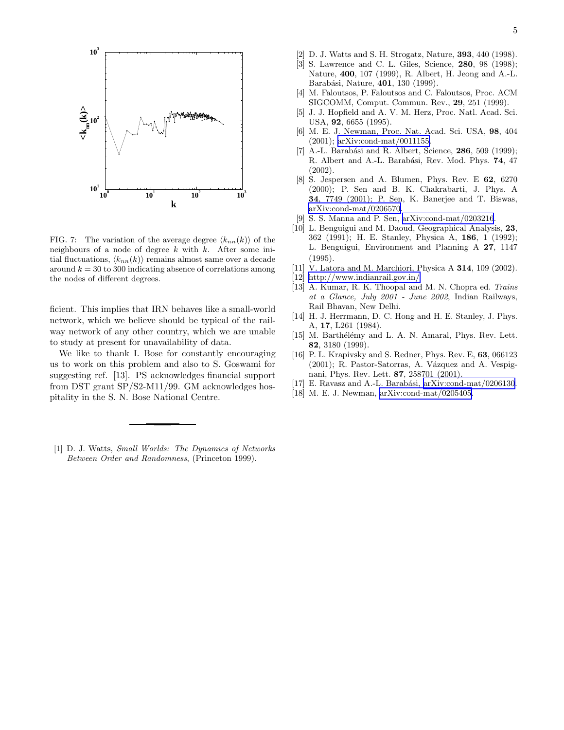$10^3$

$<k_{nn}(k)>$ $10^2$

$10^1$

$10^0$ $10^1$ $10^2$ $10^3$

k

FIG. 7: The variation of the average degree $\langle k_{nn}(k)\rangle$ of the neighbours of a node of degree $k$ with $k$. After some initial fluctuations, $\langle k_{nn}(k)\rangle$ remains almost same over a decade around $k = 30$ to 300 indicating absence of correlations among the nodes of different degrees.

ficient. This implies that IRN behaves like a small-world network, which we believe should be typical of the railway network of any other country, which we are unable to study at present for unavailability of data.

We like to thank I. Bose for constantly encouraging us to work on this problem and also to S. Goswami for suggesting ref. [13]. PS acknowledges financial support from DST grant SP/S2-M11/99. GM acknowledges hospitality in the S. N. Bose National Centre.

---

[1] D. J. Watts, *Small Worlds: The Dynamics of Networks Between Order and Randomness*, (Princeton 1999).

[2] D. J. Watts and S. H. Strogatz, Nature, **393**, 440 (1998).

[3] S. Lawrence and C. L. Giles, Science, **280**, 98 (1998); Nature, **400**, 107 (1999), R. Albert, H. Jeong and A.-L. Barabási, Nature, **401**, 130 (1999).

[4] M. Faloutsos, P. Faloutsos and C. Faloutsos, Proc. ACM SIGCOMM, Comput. Commun. Rev., **29**, 251 (1999).

[5] J. J. Hopfield and A. V. M. Herz, Proc. Natl. Acad. Sci. USA, **92**, 6655 (1995).

[6] M. E. J. Newman, Proc. Nat. Acad. Sci. USA, **98**, 404 (2001); arXiv:cond-mat/0011155.

[7] A.-L. Barabási and R. Albert, Science, **286**, 509 (1999); R. Albert and A.-L. Barabási, Rev. Mod. Phys. **74**, 47 (2002).

[8] S. Jespersen and A. Blumen, Phys. Rev. E **62**, 6270 (2000); P. Sen and B. K. Chakrabarti, J. Phys. A **34**, 7749 (2001); P. Sen, K. Banerjee and T. Biswas, arXiv:cond-mat/0206570.

[9] S. S. Manna and P. Sen, arXiv:cond-mat/0203216.

[10] L. Benguigui and M. Daoud, Geographical Analysis, **23**, 362 (1991); H. E. Stanley, Physica A, **186**, 1 (1992); L. Benguigui, Environment and Planning A **27**, 1147 (1995).

[11] V. Latora and M. Marchiori, Physica A **314**, 109 (2002).

[12] http://www.indianrail.gov.in/

[13] A. Kumar, R. K. Thoopal and M. N. Chopra ed. *Trains at a Glance, July 2001 - June 2002*, Indian Railways, Rail Bhavan, New Delhi.

[14] H. J. Herrmann, D. C. Hong and H. E. Stanley, J. Phys. A, **17**, L261 (1984).

[15] M. Barthélémy and L. A. N. Amaral, Phys. Rev. Lett. **82**, 3180 (1999).

[16] P. L. Krapivsky and S. Redner, Phys. Rev. E, **63**, 066123 (2001); R. Pastor-Satorras, A. Vázquez and A. Vespignani, Phys. Rev. Lett. **87**, 258701 (2001).

[17] E. Ravasz and A.-L. Barabási, arXiv:cond-mat/0206130.

[18] M. E. J. Newman, arXiv:cond-mat/0205405.